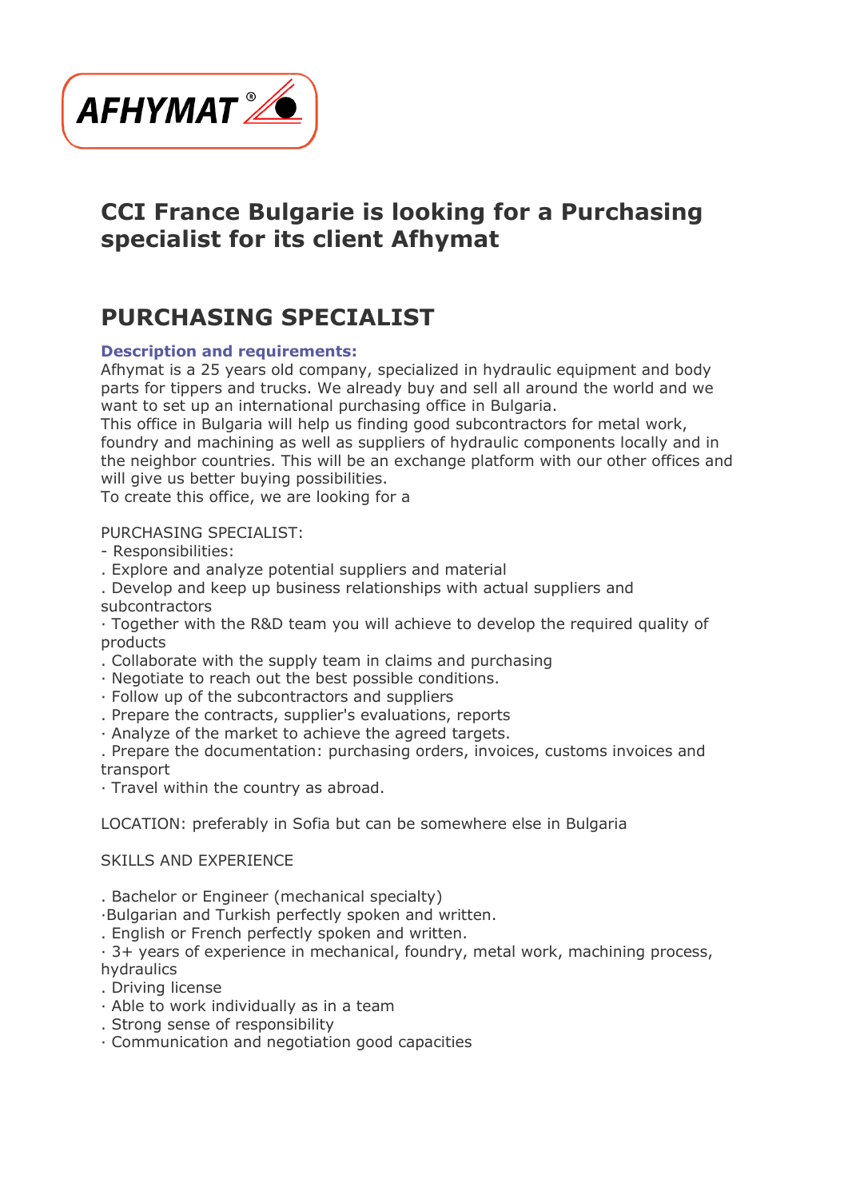AFHYMAT®

## CCI France Bulgarie is looking for a Purchasing specialist for its client Afhymat

# PURCHASING SPECIALIST

**Description and requirements:**

Afhymat is a 25 years old company, specialized in hydraulic equipment and body parts for tippers and trucks. We already buy and sell all around the world and we want to set up an international purchasing office in Bulgaria.
This office in Bulgaria will help us finding good subcontractors for metal work, foundry and machining as well as suppliers of hydraulic components locally and in the neighbor countries. This will be an exchange platform with our other offices and will give us better buying possibilities.
To create this office, we are looking for a

PURCHASING SPECIALIST:

- Responsibilities:

. Explore and analyze potential suppliers and material
. Develop and keep up business relationships with actual suppliers and subcontractors
· Together with the R&D team you will achieve to develop the required quality of products
. Collaborate with the supply team in claims and purchasing
· Negotiate to reach out the best possible conditions.
· Follow up of the subcontractors and suppliers
. Prepare the contracts, supplier's evaluations, reports
· Analyze of the market to achieve the agreed targets.
. Prepare the documentation: purchasing orders, invoices, customs invoices and transport
· Travel within the country as abroad.

LOCATION: preferably in Sofia but can be somewhere else in Bulgaria

SKILLS AND EXPERIENCE

. Bachelor or Engineer (mechanical specialty)
·Bulgarian and Turkish perfectly spoken and written.
. English or French perfectly spoken and written.
· 3+ years of experience in mechanical, foundry, metal work, machining process, hydraulics
. Driving license
· Able to work individually as in a team
. Strong sense of responsibility
· Communication and negotiation good capacities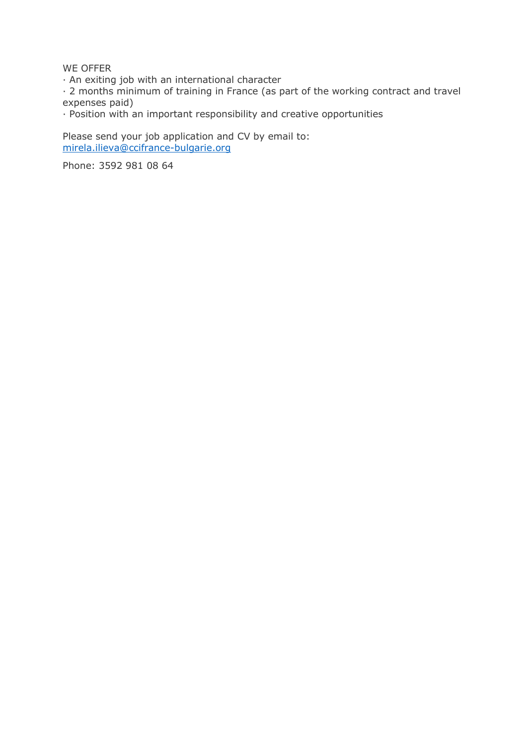WE OFFER

- An exiting job with an international character
- 2 months minimum of training in France (as part of the working contract and travel expenses paid)
- Position with an important responsibility and creative opportunities

Please send your job application and CV by email to:
mirela.ilieva@ccifrance-bulgarie.org

Phone: 3592 981 08 64